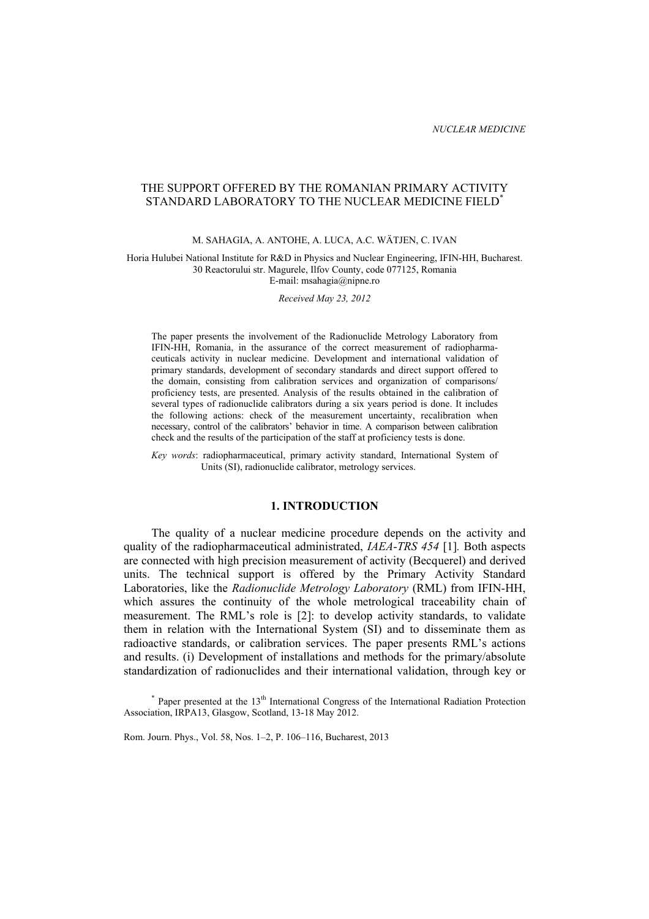# THE SUPPORT OFFERED BY THE ROMANIAN PRIMARY ACTIVITY STANDARD LABORATORY TO THE NUCLEAR MEDICINE FIELD*

M. SAHAGIA, A. ANTOHE, A. LUCA, A.C. WÄTJEN, C. IVAN

Horia Hulubei National Institute for R&D in Physics and Nuclear Engineering, IFIN-HH, Bucharest.
30 Reactorului str. Magurele, Ilfov County, code 077125, Romania
E-mail: msahagia@nipne.ro

*Received May 23, 2012*

The paper presents the involvement of the Radionuclide Metrology Laboratory from IFIN-HH, Romania, in the assurance of the correct measurement of radiopharmaceuticals activity in nuclear medicine. Development and international validation of primary standards, development of secondary standards and direct support offered to the domain, consisting from calibration services and organization of comparisons/ proficiency tests, are presented. Analysis of the results obtained in the calibration of several types of radionuclide calibrators during a six years period is done. It includes the following actions: check of the measurement uncertainty, recalibration when necessary, control of the calibrators' behavior in time. A comparison between calibration check and the results of the participation of the staff at proficiency tests is done.

*Key words*: radiopharmaceutical, primary activity standard, International System of Units (SI), radionuclide calibrator, metrology services.

## 1. INTRODUCTION

The quality of a nuclear medicine procedure depends on the activity and quality of the radiopharmaceutical administrated, *IAEA-TRS 454* [1]. Both aspects are connected with high precision measurement of activity (Becquerel) and derived units. The technical support is offered by the Primary Activity Standard Laboratories, like the *Radionuclide Metrology Laboratory* (RML) from IFIN-HH, which assures the continuity of the whole metrological traceability chain of measurement. The RML's role is [2]: to develop activity standards, to validate them in relation with the International System (SI) and to disseminate them as radioactive standards, or calibration services. The paper presents RML's actions and results. (i) Development of installations and methods for the primary/absolute standardization of radionuclides and their international validation, through key or

* Paper presented at the 13th International Congress of the International Radiation Protection Association, IRPA13, Glasgow, Scotland, 13-18 May 2012.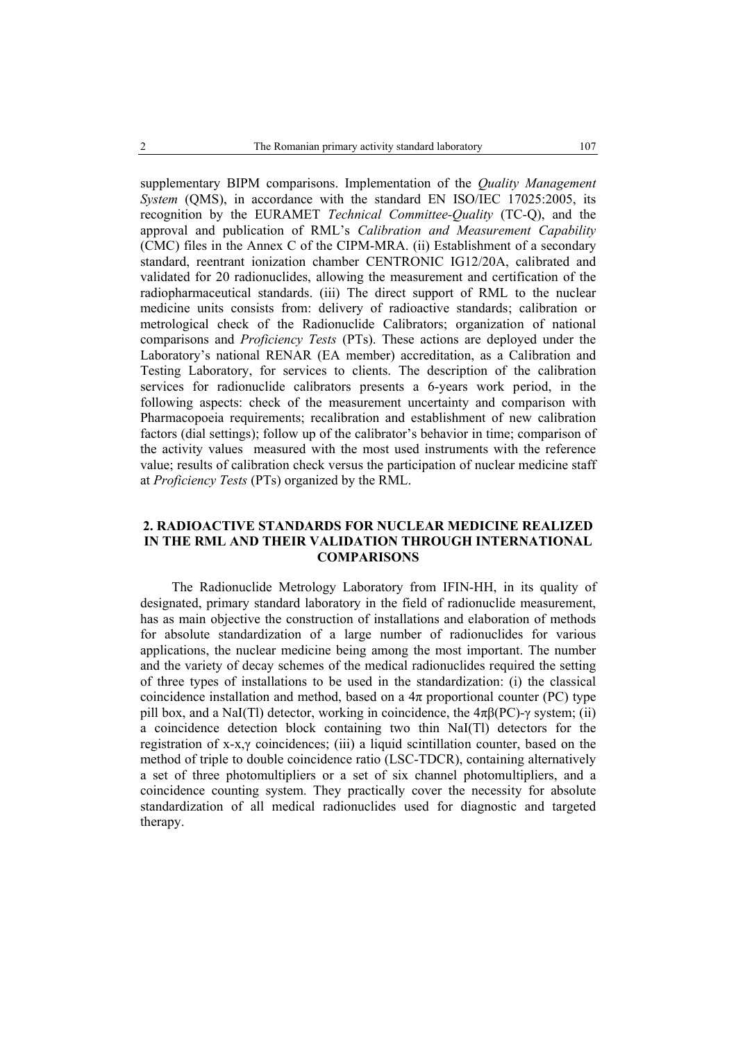supplementary BIPM comparisons. Implementation of the *Quality Management System* (QMS), in accordance with the standard EN ISO/IEC 17025:2005, its recognition by the EURAMET *Technical Committee-Quality* (TC-Q), and the approval and publication of RML's *Calibration and Measurement Capability* (CMC) files in the Annex C of the CIPM-MRA. (ii) Establishment of a secondary standard, reentrant ionization chamber CENTRONIC IG12/20A, calibrated and validated for 20 radionuclides, allowing the measurement and certification of the radiopharmaceutical standards. (iii) The direct support of RML to the nuclear medicine units consists from: delivery of radioactive standards; calibration or metrological check of the Radionuclide Calibrators; organization of national comparisons and *Proficiency Tests* (PTs). These actions are deployed under the Laboratory's national RENAR (EA member) accreditation, as a Calibration and Testing Laboratory, for services to clients. The description of the calibration services for radionuclide calibrators presents a 6-years work period, in the following aspects: check of the measurement uncertainty and comparison with Pharmacopoeia requirements; recalibration and establishment of new calibration factors (dial settings); follow up of the calibrator's behavior in time; comparison of the activity values measured with the most used instruments with the reference value; results of calibration check versus the participation of nuclear medicine staff at *Proficiency Tests* (PTs) organized by the RML.

## 2. RADIOACTIVE STANDARDS FOR NUCLEAR MEDICINE REALIZED IN THE RML AND THEIR VALIDATION THROUGH INTERNATIONAL COMPARISONS

The Radionuclide Metrology Laboratory from IFIN-HH, in its quality of designated, primary standard laboratory in the field of radionuclide measurement, has as main objective the construction of installations and elaboration of methods for absolute standardization of a large number of radionuclides for various applications, the nuclear medicine being among the most important. The number and the variety of decay schemes of the medical radionuclides required the setting of three types of installations to be used in the standardization: (i) the classical coincidence installation and method, based on a $4\pi$ proportional counter (PC) type pill box, and a NaI(Tl) detector, working in coincidence, the $4\pi\beta$(PC)-$\gamma$ system; (ii) a coincidence detection block containing two thin NaI(Tl) detectors for the registration of x-x,$\gamma$ coincidences; (iii) a liquid scintillation counter, based on the method of triple to double coincidence ratio (LSC-TDCR), containing alternatively a set of three photomultipliers or a set of six channel photomultipliers, and a coincidence counting system. They practically cover the necessity for absolute standardization of all medical radionuclides used for diagnostic and targeted therapy.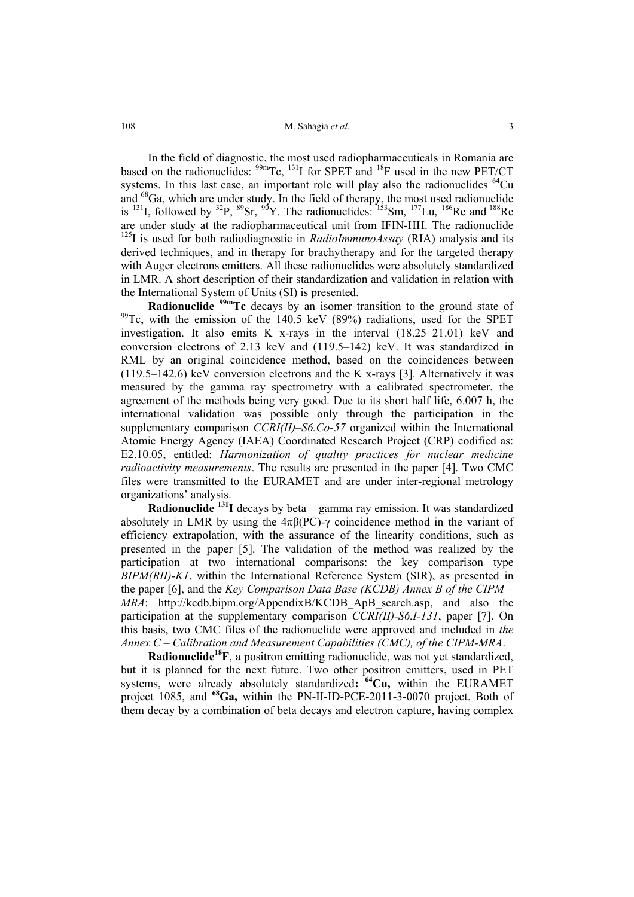In the field of diagnostic, the most used radiopharmaceuticals in Romania are based on the radionuclides: $^{99m}$Tc, $^{131}$I for SPET and $^{18}$F used in the new PET/CT systems. In this last case, an important role will play also the radionuclides $^{64}$Cu and $^{68}$Ga, which are under study. In the field of therapy, the most used radionuclide is $^{131}$I, followed by $^{32}$P, $^{89}$Sr, $^{90}$Y. The radionuclides: $^{153}$Sm, $^{177}$Lu, $^{186}$Re and $^{188}$Re are under study at the radiopharmaceutical unit from IFIN-HH. The radionuclide $^{125}$I is used for both radiodiagnostic in *RadioImmunoAssay* (RIA) analysis and its derived techniques, and in therapy for brachytherapy and for the targeted therapy with Auger electrons emitters. All these radionuclides were absolutely standardized in LMR. A short description of their standardization and validation in relation with the International System of Units (SI) is presented.

**Radionuclide $^{99m}$Tc** decays by an isomer transition to the ground state of $^{99}$Tc, with the emission of the 140.5 keV (89%) radiations, used for the SPET investigation. It also emits K x-rays in the interval (18.25–21.01) keV and conversion electrons of 2.13 keV and (119.5–142) keV. It was standardized in RML by an original coincidence method, based on the coincidences between (119.5–142.6) keV conversion electrons and the K x-rays [3]. Alternatively it was measured by the gamma ray spectrometry with a calibrated spectrometer, the agreement of the methods being very good. Due to its short half life, 6.007 h, the international validation was possible only through the participation in the supplementary comparison *CCRI(II)–S6.Co-57* organized within the International Atomic Energy Agency (IAEA) Coordinated Research Project (CRP) codified as: E2.10.05, entitled: *Harmonization of quality practices for nuclear medicine radioactivity measurements*. The results are presented in the paper [4]. Two CMC files were transmitted to the EURAMET and are under inter-regional metrology organizations' analysis.

**Radionuclide $^{131}$I** decays by beta – gamma ray emission. It was standardized absolutely in LMR by using the $4\pi\beta$(PC)-$\gamma$ coincidence method in the variant of efficiency extrapolation, with the assurance of the linearity conditions, such as presented in the paper [5]. The validation of the method was realized by the participation at two international comparisons: the key comparison type *BIPM(RII)-K1*, within the International Reference System (SIR), as presented in the paper [6], and the *Key Comparison Data Base (KCDB) Annex B of the CIPM – MRA*: http://kcdb.bipm.org/AppendixB/KCDB_ApB_search.asp, and also the participation at the supplementary comparison *CCRI(II)-S6.I-131*, paper [7]. On this basis, two CMC files of the radionuclide were approved and included in *the Annex C – Calibration and Measurement Capabilities (CMC), of the CIPM-MRA*.

**Radionuclide $^{18}$F**, a positron emitting radionuclide, was not yet standardized, but it is planned for the next future. Two other positron emitters, used in PET systems, were already absolutely standardized**: $^{64}$Cu,** within the EURAMET project 1085, and **$^{68}$Ga,** within the PN-II-ID-PCE-2011-3-0070 project. Both of them decay by a combination of beta decays and electron capture, having complex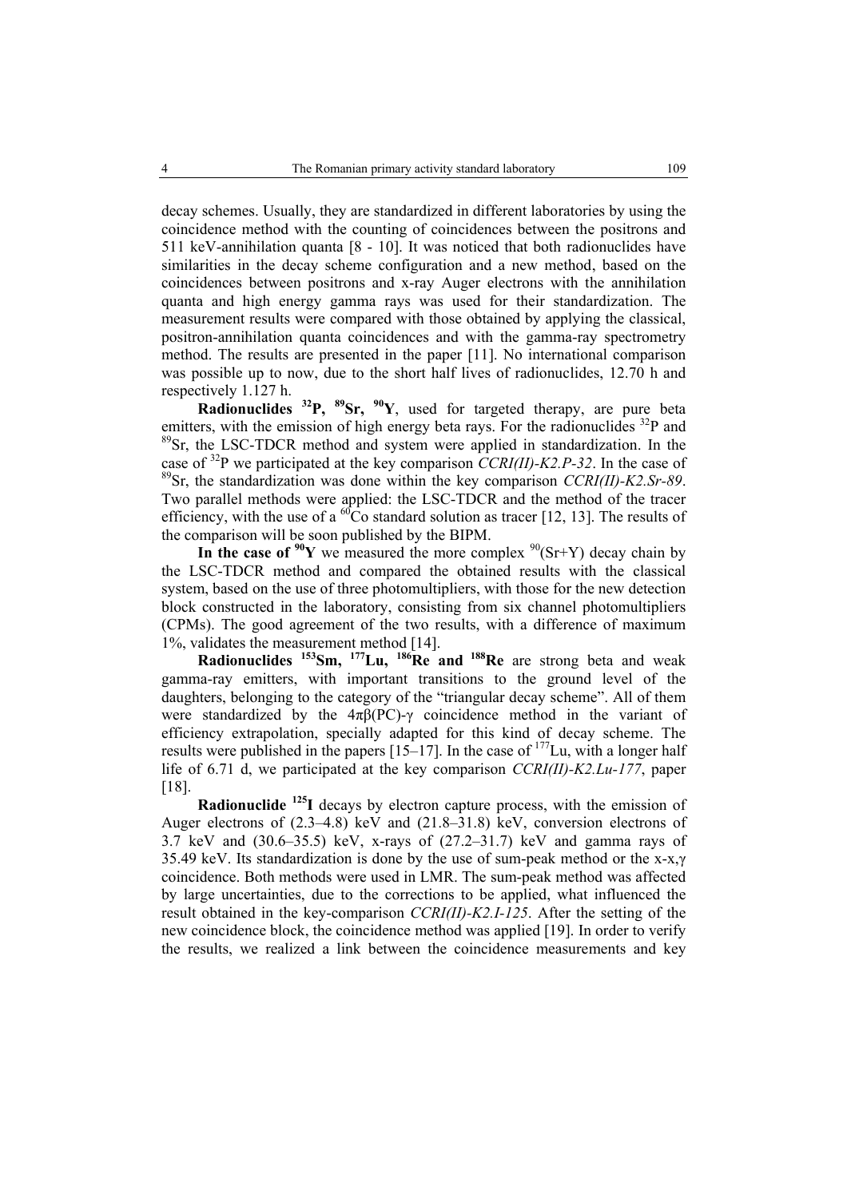decay schemes. Usually, they are standardized in different laboratories by using the coincidence method with the counting of coincidences between the positrons and 511 keV-annihilation quanta [8 - 10]. It was noticed that both radionuclides have similarities in the decay scheme configuration and a new method, based on the coincidences between positrons and x-ray Auger electrons with the annihilation quanta and high energy gamma rays was used for their standardization. The measurement results were compared with those obtained by applying the classical, positron-annihilation quanta coincidences and with the gamma-ray spectrometry method. The results are presented in the paper [11]. No international comparison was possible up to now, due to the short half lives of radionuclides, 12.70 h and respectively 1.127 h.

**Radionuclides $^{32}$P, $^{89}$Sr, $^{90}$Y**, used for targeted therapy, are pure beta emitters, with the emission of high energy beta rays. For the radionuclides $^{32}$P and $^{89}$Sr, the LSC-TDCR method and system were applied in standardization. In the case of $^{32}$P we participated at the key comparison *CCRI(II)-K2.P-32*. In the case of $^{89}$Sr, the standardization was done within the key comparison *CCRI(II)-K2.Sr-89*. Two parallel methods were applied: the LSC-TDCR and the method of the tracer efficiency, with the use of a $^{60}$Co standard solution as tracer [12, 13]. The results of the comparison will be soon published by the BIPM.

**In the case of $^{90}$Y** we measured the more complex $^{90}$(Sr+Y) decay chain by the LSC-TDCR method and compared the obtained results with the classical system, based on the use of three photomultipliers, with those for the new detection block constructed in the laboratory, consisting from six channel photomultipliers (CPMs). The good agreement of the two results, with a difference of maximum 1%, validates the measurement method [14].

**Radionuclides $^{153}$Sm, $^{177}$Lu, $^{186}$Re and $^{188}$Re** are strong beta and weak gamma-ray emitters, with important transitions to the ground level of the daughters, belonging to the category of the "triangular decay scheme". All of them were standardized by the $4\pi\beta$(PC)-$\gamma$ coincidence method in the variant of efficiency extrapolation, specially adapted for this kind of decay scheme. The results were published in the papers [15–17]. In the case of $^{177}$Lu, with a longer half life of 6.71 d, we participated at the key comparison *CCRI(II)-K2.Lu-177*, paper [18].

**Radionuclide $^{125}$I** decays by electron capture process, with the emission of Auger electrons of (2.3–4.8) keV and (21.8–31.8) keV, conversion electrons of 3.7 keV and (30.6–35.5) keV, x-rays of (27.2–31.7) keV and gamma rays of 35.49 keV. Its standardization is done by the use of sum-peak method or the x-x,$\gamma$ coincidence. Both methods were used in LMR. The sum-peak method was affected by large uncertainties, due to the corrections to be applied, what influenced the result obtained in the key-comparison *CCRI(II)-K2.I-125*. After the setting of the new coincidence block, the coincidence method was applied [19]. In order to verify the results, we realized a link between the coincidence measurements and key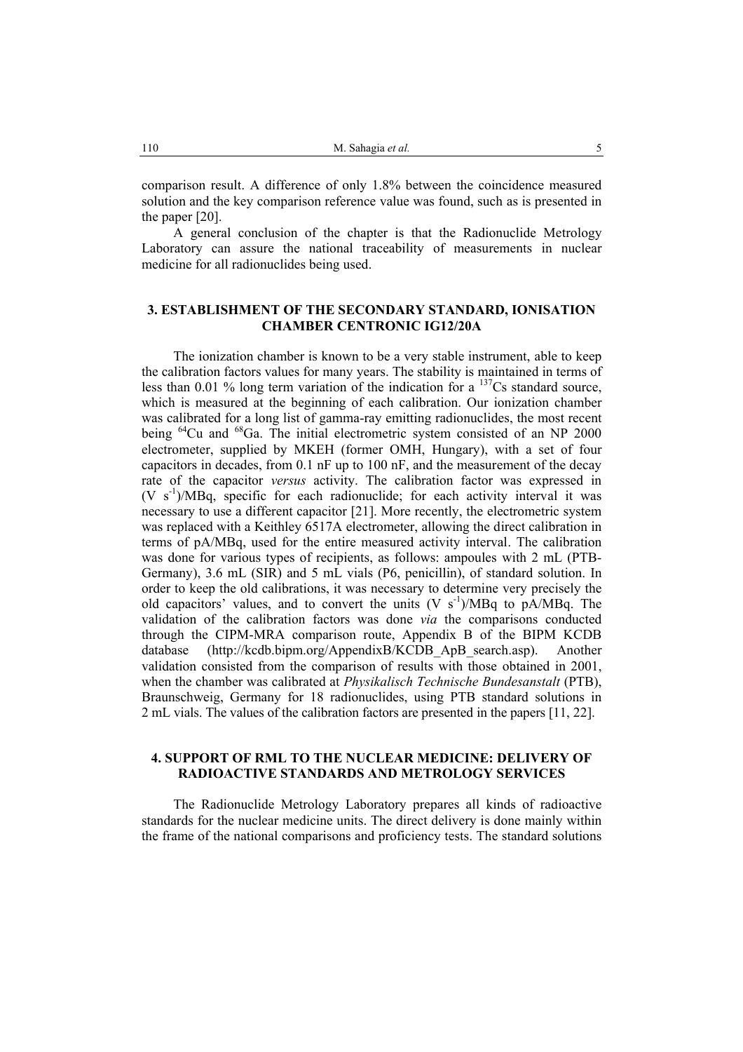comparison result. A difference of only 1.8% between the coincidence measured solution and the key comparison reference value was found, such as is presented in the paper [20].

A general conclusion of the chapter is that the Radionuclide Metrology Laboratory can assure the national traceability of measurements in nuclear medicine for all radionuclides being used.

## 3. ESTABLISHMENT OF THE SECONDARY STANDARD, IONISATION CHAMBER CENTRONIC IG12/20A

The ionization chamber is known to be a very stable instrument, able to keep the calibration factors values for many years. The stability is maintained in terms of less than 0.01 % long term variation of the indication for a $^{137}$Cs standard source, which is measured at the beginning of each calibration. Our ionization chamber was calibrated for a long list of gamma-ray emitting radionuclides, the most recent being $^{64}$Cu and $^{68}$Ga. The initial electrometric system consisted of an NP 2000 electrometer, supplied by MKEH (former OMH, Hungary), with a set of four capacitors in decades, from 0.1 nF up to 100 nF, and the measurement of the decay rate of the capacitor *versus* activity. The calibration factor was expressed in (V $s^{-1}$)/MBq, specific for each radionuclide; for each activity interval it was necessary to use a different capacitor [21]. More recently, the electrometric system was replaced with a Keithley 6517A electrometer, allowing the direct calibration in terms of pA/MBq, used for the entire measured activity interval. The calibration was done for various types of recipients, as follows: ampoules with 2 mL (PTB-Germany), 3.6 mL (SIR) and 5 mL vials (P6, penicillin), of standard solution. In order to keep the old calibrations, it was necessary to determine very precisely the old capacitors' values, and to convert the units (V $s^{-1}$)/MBq to pA/MBq. The validation of the calibration factors was done *via* the comparisons conducted through the CIPM-MRA comparison route, Appendix B of the BIPM KCDB database (http://kcdb.bipm.org/AppendixB/KCDB_ApB_search.asp). Another validation consisted from the comparison of results with those obtained in 2001, when the chamber was calibrated at *Physikalisch Technische Bundesanstalt* (PTB), Braunschweig, Germany for 18 radionuclides, using PTB standard solutions in 2 mL vials. The values of the calibration factors are presented in the papers [11, 22].

## 4. SUPPORT OF RML TO THE NUCLEAR MEDICINE: DELIVERY OF RADIOACTIVE STANDARDS AND METROLOGY SERVICES

The Radionuclide Metrology Laboratory prepares all kinds of radioactive standards for the nuclear medicine units. The direct delivery is done mainly within the frame of the national comparisons and proficiency tests. The standard solutions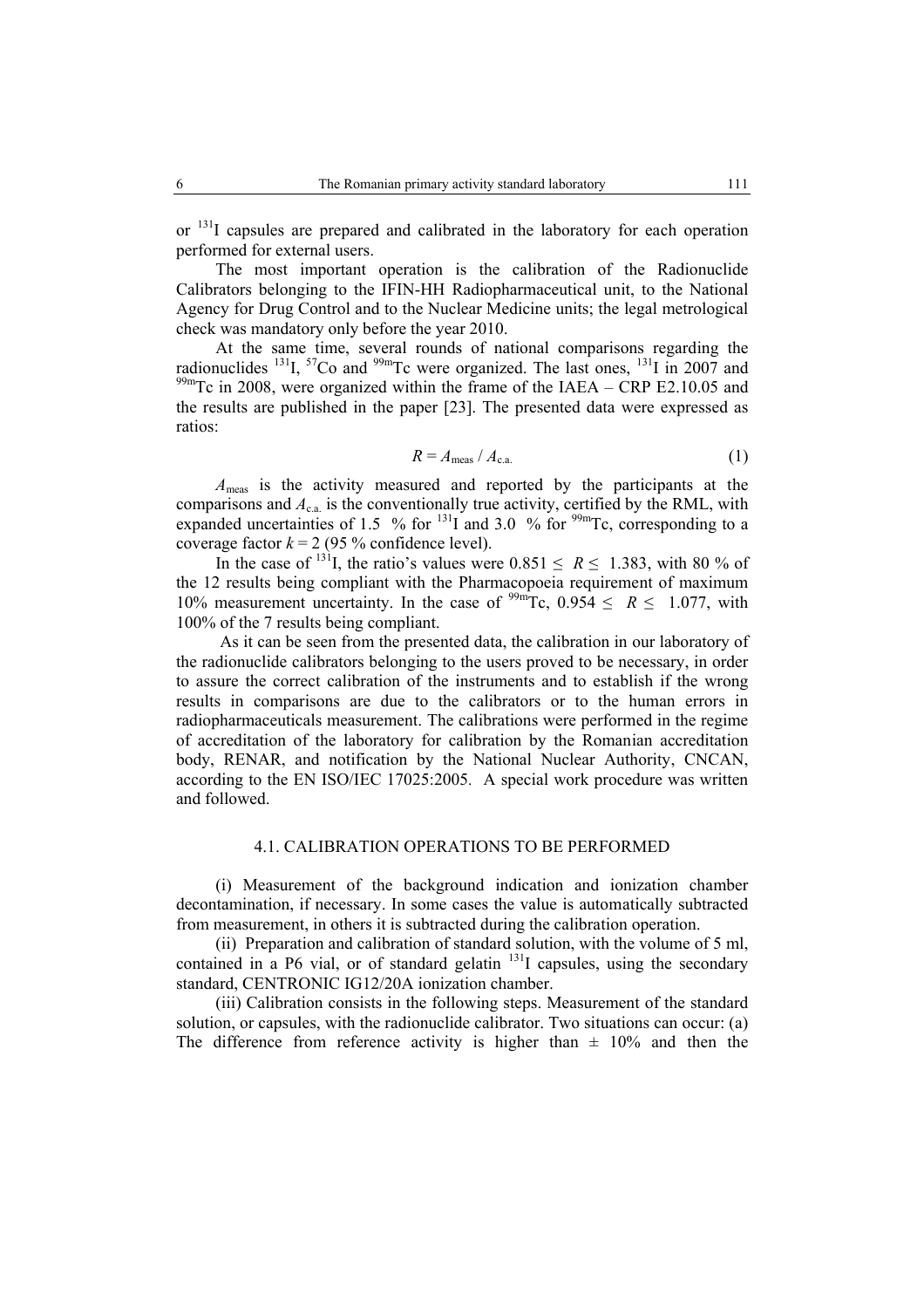or $^{131}$I capsules are prepared and calibrated in the laboratory for each operation performed for external users.

The most important operation is the calibration of the Radionuclide Calibrators belonging to the IFIN-HH Radiopharmaceutical unit, to the National Agency for Drug Control and to the Nuclear Medicine units; the legal metrological check was mandatory only before the year 2010.

At the same time, several rounds of national comparisons regarding the radionuclides $^{131}$I, $^{57}$Co and $^{99m}$Tc were organized. The last ones, $^{131}$I in 2007 and $^{99m}$Tc in 2008, were organized within the frame of the IAEA – CRP E2.10.05 and the results are published in the paper [23]. The presented data were expressed as ratios:

$$R = A_{\text{meas}} / A_{\text{c.a.}} \tag{1}$$

$A_{\text{meas}}$ is the activity measured and reported by the participants at the comparisons and $A_{\text{c.a.}}$ is the conventionally true activity, certified by the RML, with expanded uncertainties of 1.5 % for $^{131}$I and 3.0 % for $^{99m}$Tc, corresponding to a coverage factor $k = 2$ (95 % confidence level).

In the case of $^{131}$I, the ratio's values were $0.851 \leq R \leq 1.383$, with 80 % of the 12 results being compliant with the Pharmacopoeia requirement of maximum 10% measurement uncertainty. In the case of $^{99m}$Tc, $0.954 \leq R \leq 1.077$, with 100% of the 7 results being compliant.

As it can be seen from the presented data, the calibration in our laboratory of the radionuclide calibrators belonging to the users proved to be necessary, in order to assure the correct calibration of the instruments and to establish if the wrong results in comparisons are due to the calibrators or to the human errors in radiopharmaceuticals measurement. The calibrations were performed in the regime of accreditation of the laboratory for calibration by the Romanian accreditation body, RENAR, and notification by the National Nuclear Authority, CNCAN, according to the EN ISO/IEC 17025:2005. A special work procedure was written and followed.

### 4.1. CALIBRATION OPERATIONS TO BE PERFORMED

(i) Measurement of the background indication and ionization chamber decontamination, if necessary. In some cases the value is automatically subtracted from measurement, in others it is subtracted during the calibration operation.

(ii) Preparation and calibration of standard solution, with the volume of 5 ml, contained in a P6 vial, or of standard gelatin $^{131}$I capsules, using the secondary standard, CENTRONIC IG12/20A ionization chamber.

(iii) Calibration consists in the following steps. Measurement of the standard solution, or capsules, with the radionuclide calibrator. Two situations can occur: (a) The difference from reference activity is higher than ± 10% and then the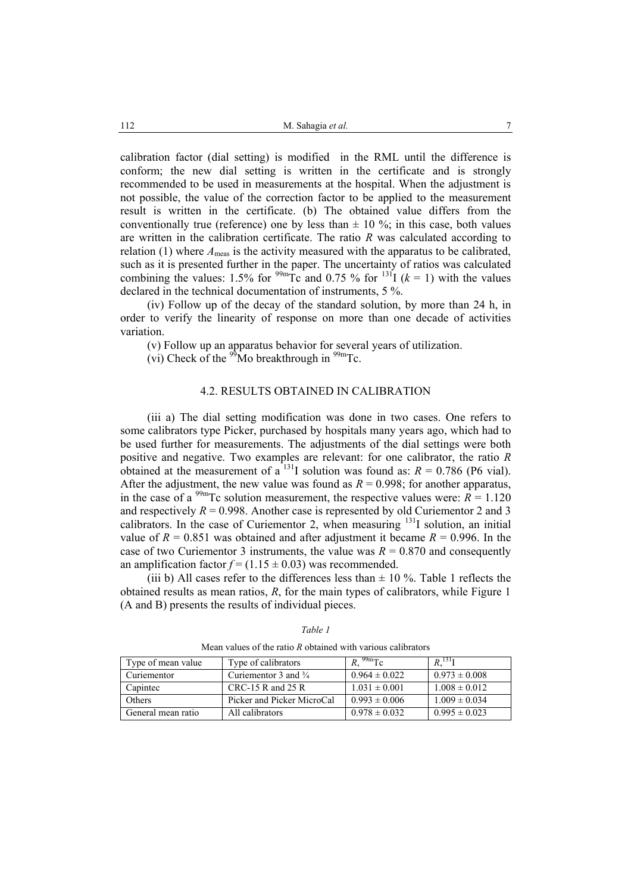calibration factor (dial setting) is modified in the RML until the difference is conform; the new dial setting is written in the certificate and is strongly recommended to be used in measurements at the hospital. When the adjustment is not possible, the value of the correction factor to be applied to the measurement result is written in the certificate. (b) The obtained value differs from the conventionally true (reference) one by less than ± 10 %; in this case, both values are written in the calibration certificate. The ratio $R$ was calculated according to relation (1) where $A_{meas}$ is the activity measured with the apparatus to be calibrated, such as it is presented further in the paper. The uncertainty of ratios was calculated combining the values: 1.5% for $^{99m}$Tc and 0.75 % for $^{131}$I ($k$ = 1) with the values declared in the technical documentation of instruments, 5 %.

(iv) Follow up of the decay of the standard solution, by more than 24 h, in order to verify the linearity of response on more than one decade of activities variation.

(v) Follow up an apparatus behavior for several years of utilization.

(vi) Check of the $^{99}$Mo breakthrough in $^{99m}$Tc.

### 4.2. RESULTS OBTAINED IN CALIBRATION

(iii a) The dial setting modification was done in two cases. One refers to some calibrators type Picker, purchased by hospitals many years ago, which had to be used further for measurements. The adjustments of the dial settings were both positive and negative. Two examples are relevant: for one calibrator, the ratio $R$ obtained at the measurement of a $^{131}$I solution was found as: $R$ = 0.786 (P6 vial). After the adjustment, the new value was found as $R$ = 0.998; for another apparatus, in the case of a $^{99m}$Tc solution measurement, the respective values were: $R$ = 1.120 and respectively $R$ = 0.998. Another case is represented by old Curiementor 2 and 3 calibrators. In the case of Curiementor 2, when measuring $^{131}$I solution, an initial value of $R$ = 0.851 was obtained and after adjustment it became $R$ = 0.996. In the case of two Curiementor 3 instruments, the value was $R$ = 0.870 and consequently an amplification factor $f$ = (1.15 ± 0.03) was recommended.

(iii b) All cases refer to the differences less than ± 10 %. Table 1 reflects the obtained results as mean ratios, $R$, for the main types of calibrators, while Figure 1 (A and B) presents the results of individual pieces.

*Table 1*

Mean values of the ratio $R$ obtained with various calibrators

| Type of mean value | Type of calibrators | $R$, $^{99m}$Tc | $R$, $^{131}$I |
|---|---|---|---|
| Curiementor | Curiementor 3 and ¾ | 0.964 ± 0.022 | 0.973 ± 0.008 |
| Capintec | CRC-15 R and 25 R | 1.031 ± 0.001 | 1.008 ± 0.012 |
| Others | Picker and Picker MicroCal | 0.993 ± 0.006 | 1.009 ± 0.034 |
| General mean ratio | All calibrators | 0.978 ± 0.032 | 0.995 ± 0.023 |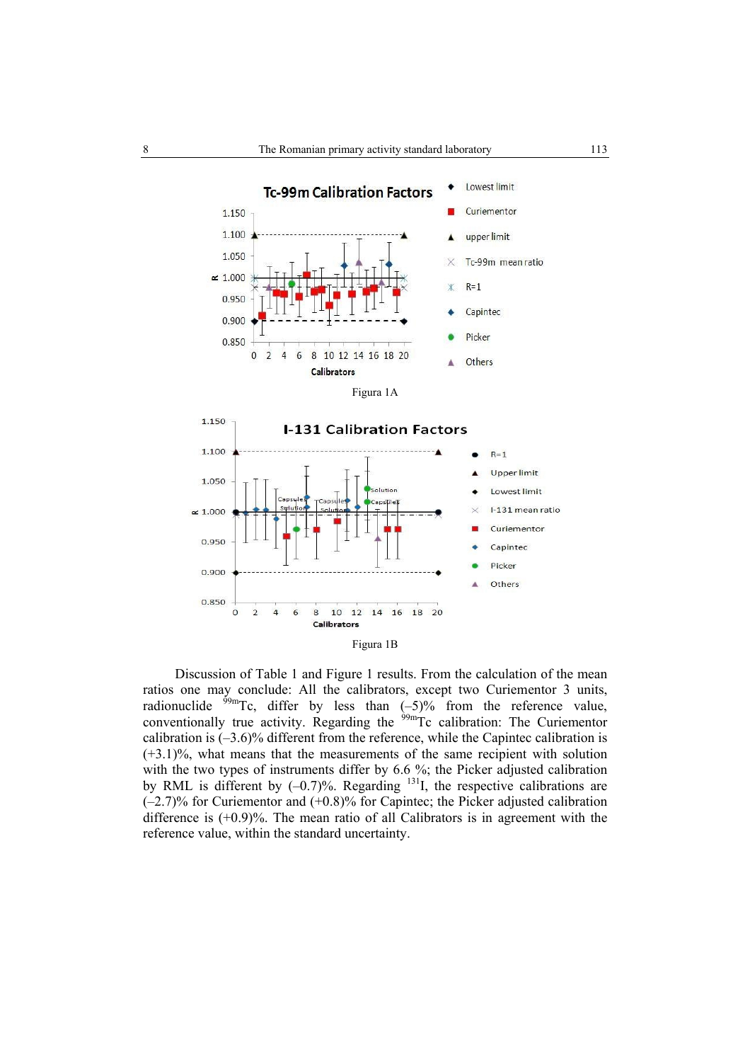Figura 1A

Figura 1B

Discussion of Table 1 and Figure 1 results. From the calculation of the mean ratios one may conclude: All the calibrators, except two Curiementor 3 units, radionuclide $^{99m}$Tc, differ by less than (–5)% from the reference value, conventionally true activity. Regarding the $^{99m}$Tc calibration: The Curiementor calibration is (–3.6)% different from the reference, while the Capintec calibration is (+3.1)%, what means that the measurements of the same recipient with solution with the two types of instruments differ by 6.6 %; the Picker adjusted calibration by RML is different by (–0.7)%. Regarding $^{131}$I, the respective calibrations are (–2.7)% for Curiementor and (+0.8)% for Capintec; the Picker adjusted calibration difference is (+0.9)%. The mean ratio of all Calibrators is in agreement with the reference value, within the standard uncertainty.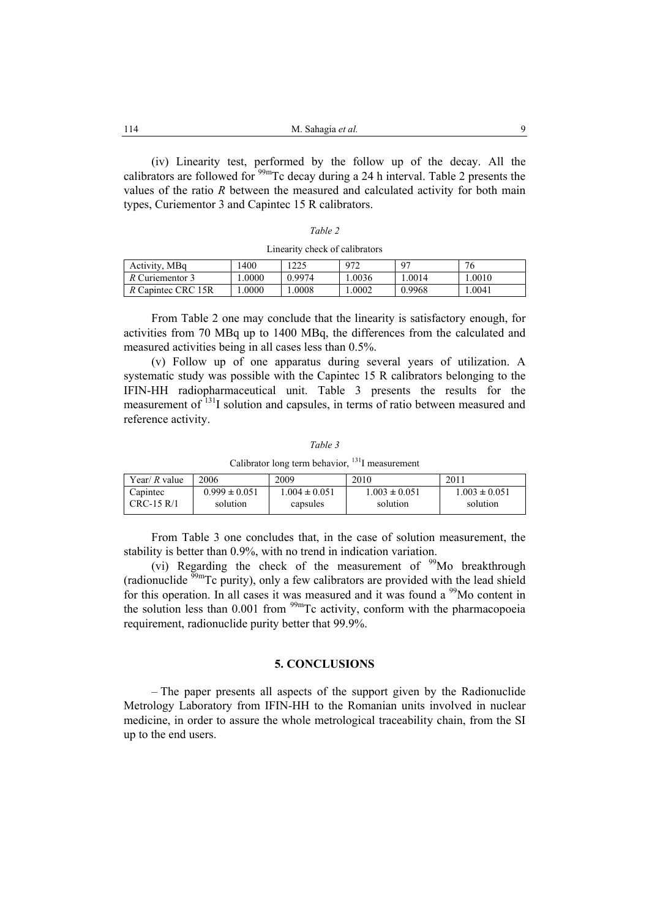(iv) Linearity test, performed by the follow up of the decay. All the calibrators are followed for $^{99m}$Tc decay during a 24 h interval. Table 2 presents the values of the ratio *R* between the measured and calculated activity for both main types, Curiementor 3 and Capintec 15 R calibrators.

*Table 2*

Linearity check of calibrators

| Activity, MBq | 1400 | 1225 | 972 | 97 | 76 |
|---|---|---|---|---|---|
| *R* Curiementor 3 | 1.0000 | 0.9974 | 1.0036 | 1.0014 | 1.0010 |
| *R* Capintec CRC 15R | 1.0000 | 1.0008 | 1.0002 | 0.9968 | 1.0041 |

From Table 2 one may conclude that the linearity is satisfactory enough, for activities from 70 MBq up to 1400 MBq, the differences from the calculated and measured activities being in all cases less than 0.5%.

(v) Follow up of one apparatus during several years of utilization. A systematic study was possible with the Capintec 15 R calibrators belonging to the IFIN-HH radiopharmaceutical unit. Table 3 presents the results for the measurement of $^{131}$I solution and capsules, in terms of ratio between measured and reference activity.

*Table 3*

Calibrator long term behavior, $^{131}$I measurement

| Year/ *R* value | 2006 | 2009 | 2010 | 2011 |
|---|---|---|---|---|
| Capintec CRC-15 R/1 | $0.999 \pm 0.051$ solution | $1.004 \pm 0.051$ capsules | $1.003 \pm 0.051$ solution | $1.003 \pm 0.051$ solution |

From Table 3 one concludes that, in the case of solution measurement, the stability is better than 0.9%, with no trend in indication variation.

(vi) Regarding the check of the measurement of $^{99}$Mo breakthrough (radionuclide $^{99m}$Tc purity), only a few calibrators are provided with the lead shield for this operation. In all cases it was measured and it was found a $^{99}$Mo content in the solution less than 0.001 from $^{99m}$Tc activity, conform with the pharmacopoeia requirement, radionuclide purity better that 99.9%.

## 5. CONCLUSIONS

– The paper presents all aspects of the support given by the Radionuclide Metrology Laboratory from IFIN-HH to the Romanian units involved in nuclear medicine, in order to assure the whole metrological traceability chain, from the SI up to the end users.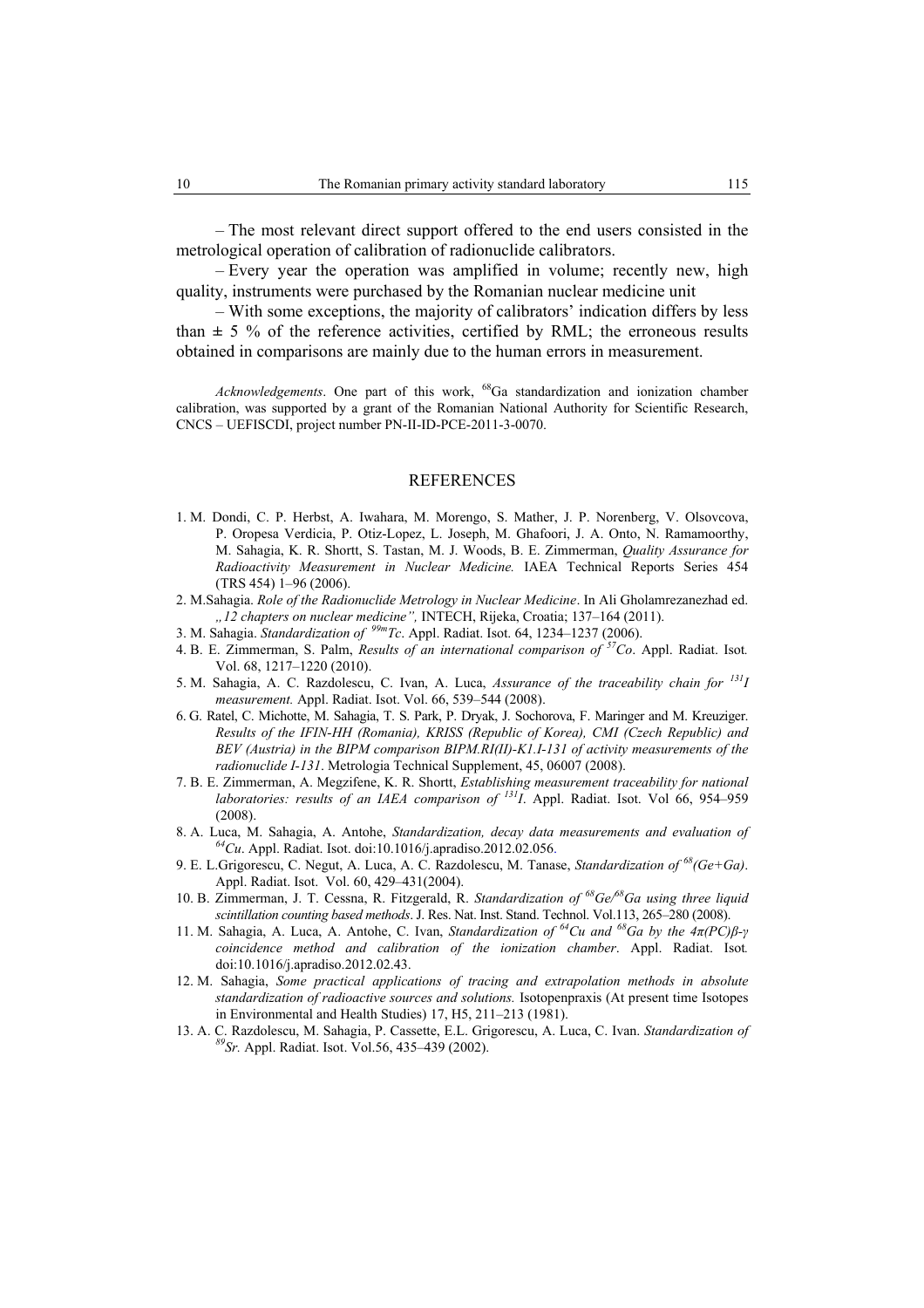– The most relevant direct support offered to the end users consisted in the metrological operation of calibration of radionuclide calibrators.

– Every year the operation was amplified in volume; recently new, high quality, instruments were purchased by the Romanian nuclear medicine unit

– With some exceptions, the majority of calibrators' indication differs by less than ± 5 % of the reference activities, certified by RML; the erroneous results obtained in comparisons are mainly due to the human errors in measurement.

*Acknowledgements*. One part of this work, $^{68}$Ga standardization and ionization chamber calibration, was supported by a grant of the Romanian National Authority for Scientific Research, CNCS – UEFISCDI, project number PN-II-ID-PCE-2011-3-0070.

## REFERENCES

1. M. Dondi, C. P. Herbst, A. Iwahara, M. Morengo, S. Mather, J. P. Norenberg, V. Olsovcova, P. Oropesa Verdicia, P. Otiz-Lopez, L. Joseph, M. Ghafoori, J. A. Onto, N. Ramamoorthy, M. Sahagia, K. R. Shortt, S. Tastan, M. J. Woods, B. E. Zimmerman, *Quality Assurance for Radioactivity Measurement in Nuclear Medicine.* IAEA Technical Reports Series 454 (TRS 454) 1–96 (2006).
2. M.Sahagia. *Role of the Radionuclide Metrology in Nuclear Medicine*. In Ali Gholamrezanezhad ed. *„12 chapters on nuclear medicine"*, INTECH, Rijeka, Croatia; 137–164 (2011).
3. M. Sahagia. *Standardization of $^{99m}$Tc*. Appl. Radiat. Isot. 64, 1234–1237 (2006).
4. B. E. Zimmerman, S. Palm, *Results of an international comparison of $^{57}$Co*. Appl. Radiat. Isot. Vol. 68, 1217–1220 (2010).
5. M. Sahagia, A. C. Razdolescu, C. Ivan, A. Luca, *Assurance of the traceability chain for $^{131}$I measurement.* Appl. Radiat. Isot. Vol. 66, 539–544 (2008).
6. G. Ratel, C. Michotte, M. Sahagia, T. S. Park, P. Dryak, J. Sochorova, F. Maringer and M. Kreuziger. *Results of the IFIN-HH (Romania), KRISS (Republic of Korea), CMI (Czech Republic) and BEV (Austria) in the BIPM comparison BIPM.RI(II)-K1.I-131 of activity measurements of the radionuclide I-131*. Metrologia Technical Supplement, 45, 06007 (2008).
7. B. E. Zimmerman, A. Megzifene, K. R. Shortt, *Establishing measurement traceability for national laboratories: results of an IAEA comparison of $^{131}$I*. Appl. Radiat. Isot. Vol 66, 954–959 (2008).
8. A. Luca, M. Sahagia, A. Antohe, *Standardization, decay data measurements and evaluation of $^{64}$Cu*. Appl. Radiat. Isot. doi:10.1016/j.apradiso.2012.02.056.
9. E. L.Grigorescu, C. Negut, A. Luca, A. C. Razdolescu, M. Tanase, *Standardization of $^{68}$(Ge+Ga)*. Appl. Radiat. Isot. Vol. 60, 429–431(2004).
10. B. Zimmerman, J. T. Cessna, R. Fitzgerald, R. *Standardization of $^{68}$Ge/$^{68}$Ga using three liquid scintillation counting based methods*. J. Res. Nat. Inst. Stand. Technol. Vol.113, 265–280 (2008).
11. M. Sahagia, A. Luca, A. Antohe, C. Ivan, *Standardization of $^{64}$Cu and $^{68}$Ga by the $4\pi(PC)\beta$-$\gamma$ coincidence method and calibration of the ionization chamber*. Appl. Radiat. Isot. doi:10.1016/j.apradiso.2012.02.43.
12. M. Sahagia, *Some practical applications of tracing and extrapolation methods in absolute standardization of radioactive sources and solutions.* Isotopenpraxis (At present time Isotopes in Environmental and Health Studies) 17, H5, 211–213 (1981).
13. A. C. Razdolescu, M. Sahagia, P. Cassette, E.L. Grigorescu, A. Luca, C. Ivan. *Standardization of $^{89}$Sr.* Appl. Radiat. Isot. Vol.56, 435–439 (2002).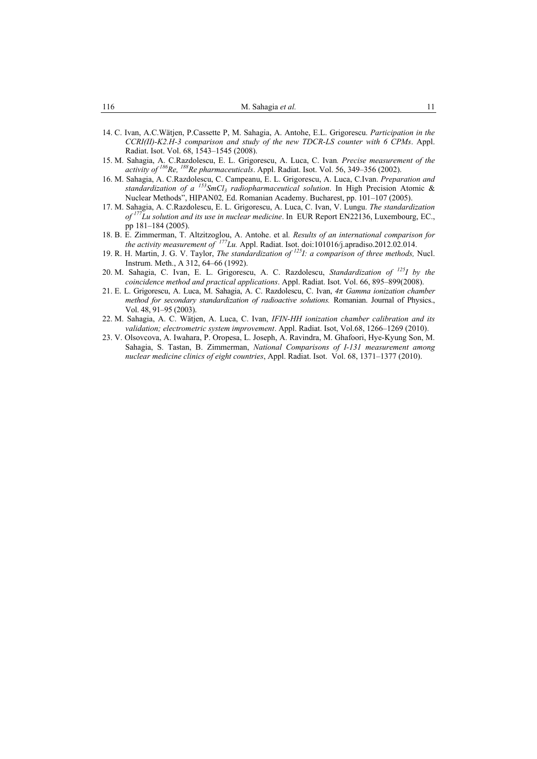14. C. Ivan, A.C.Wätjen, P.Cassette P, M. Sahagia, A. Antohe, E.L. Grigorescu. *Participation in the CCRI(II)-K2.H-3 comparison and study of the new TDCR-LS counter with 6 CPMs*. Appl. Radiat. Isot. Vol. 68, 1543–1545 (2008).
15. M. Sahagia, A. C.Razdolescu, E. L. Grigorescu, A. Luca, C. Ivan. *Precise measurement of the activity of $^{186}Re$, $^{188}Re$ pharmaceuticals*. Appl. Radiat. Isot. Vol. 56, 349–356 (2002).
16. M. Sahagia, A. C.Razdolescu, C. Campeanu, E. L. Grigorescu, A. Luca, C.Ivan. *Preparation and standardization of a $^{153}SmCl_3$ radiopharmaceutical solution*. In High Precision Atomic & Nuclear Methods", HIPAN02, Ed. Romanian Academy. Bucharest, pp. 101–107 (2005).
17. M. Sahagia, A. C.Razdolescu, E. L. Grigorescu, A. Luca, C. Ivan, V. Lungu. *The standardization of $^{177}Lu$ solution and its use in nuclear medicine*. In EUR Report EN22136, Luxembourg, EC., pp 181–184 (2005).
18. B. E. Zimmerman, T. Altzitzoglou, A. Antohe. et al. *Results of an international comparison for the activity measurement of $^{177}Lu$.* Appl. Radiat. Isot. doi:101016/j.apradiso.2012.02.014.
19. R. H. Martin, J. G. V. Taylor, *The standardization of $^{125}I$: a comparison of three methods,* Nucl. Instrum. Meth., A 312, 64–66 (1992).
20. M. Sahagia, C. Ivan, E. L. Grigorescu, A. C. Razdolescu, *Standardization of $^{125}I$ by the coincidence method and practical applications*. Appl. Radiat. Isot. Vol. 66, 895–899(2008).
21. E. L. Grigorescu, A. Luca, M. Sahagia, A. C. Razdolescu, C. Ivan, *4π Gamma ionization chamber method for secondary standardization of radioactive solutions.* Romanian. Journal of Physics., Vol. 48, 91–95 (2003).
22. M. Sahagia, A. C. Wätjen, A. Luca, C. Ivan, *IFIN-HH ionization chamber calibration and its validation; electrometric system improvement*. Appl. Radiat. Isot, Vol.68, 1266–1269 (2010).
23. V. Olsovcova, A. Iwahara, P. Oropesa, L. Joseph, A. Ravindra, M. Ghafoori, Hye-Kyung Son, M. Sahagia, S. Tastan, B. Zimmerman, *National Comparisons of I-131 measurement among nuclear medicine clinics of eight countries*, Appl. Radiat. Isot. Vol. 68, 1371–1377 (2010).